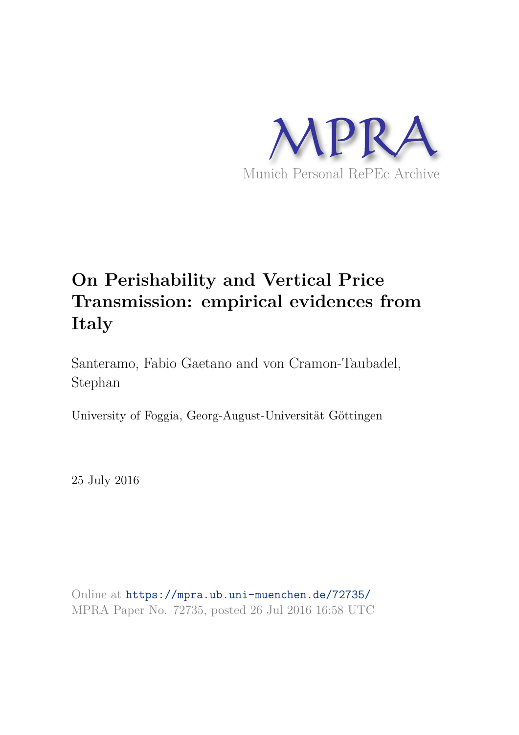MPRA

Munich Personal RePEc Archive

# On Perishability and Vertical Price Transmission: empirical evidences from Italy

Santeramo, Fabio Gaetano and von Cramon-Taubadel, Stephan

University of Foggia, Georg-August-Universität Göttingen

25 July 2016

Online at https://mpra.ub.uni-muenchen.de/72735/
MPRA Paper No. 72735, posted 26 Jul 2016 16:58 UTC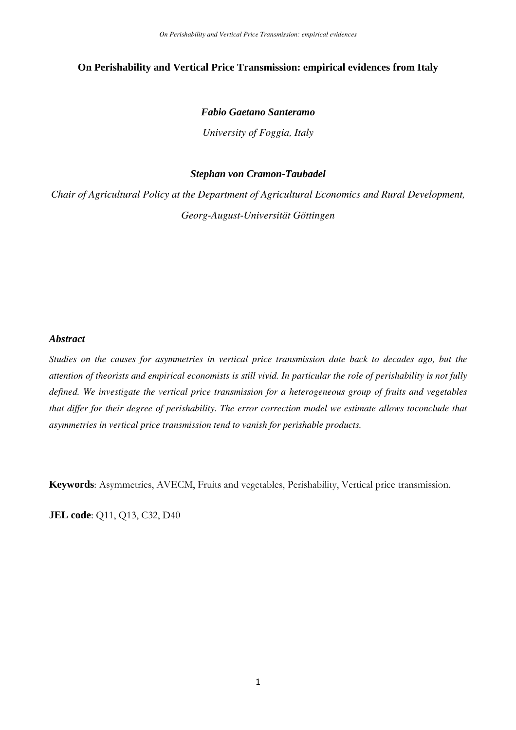**On Perishability and Vertical Price Transmission: empirical evidences from Italy**

***Fabio Gaetano Santeramo***

*University of Foggia, Italy*

***Stephan von Cramon-Taubadel***

*Chair of Agricultural Policy at the Department of Agricultural Economics and Rural Development, Georg-August-Universität Göttingen*

***Abstract***

*Studies on the causes for asymmetries in vertical price transmission date back to decades ago, but the attention of theorists and empirical economists is still vivid. In particular the role of perishability is not fully defined. We investigate the vertical price transmission for a heterogeneous group of fruits and vegetables that differ for their degree of perishability. The error correction model we estimate allows toconclude that asymmetries in vertical price transmission tend to vanish for perishable products.*

**Keywords**: Asymmetries, AVECM, Fruits and vegetables, Perishability, Vertical price transmission.

**JEL code**: Q11, Q13, C32, D40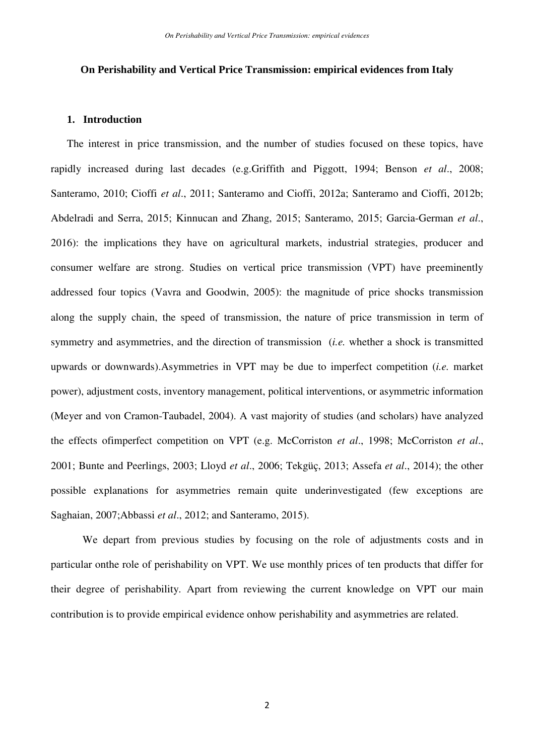**On Perishability and Vertical Price Transmission: empirical evidences from Italy**

## 1. Introduction

The interest in price transmission, and the number of studies focused on these topics, have rapidly increased during last decades (e.g.Griffith and Piggott, 1994; Benson *et al*., 2008; Santeramo, 2010; Cioffi *et al*., 2011; Santeramo and Cioffi, 2012a; Santeramo and Cioffi, 2012b; Abdelradi and Serra, 2015; Kinnucan and Zhang, 2015; Santeramo, 2015; Garcia-German *et al*., 2016): the implications they have on agricultural markets, industrial strategies, producer and consumer welfare are strong. Studies on vertical price transmission (VPT) have preeminently addressed four topics (Vavra and Goodwin, 2005): the magnitude of price shocks transmission along the supply chain, the speed of transmission, the nature of price transmission in term of symmetry and asymmetries, and the direction of transmission (*i.e.* whether a shock is transmitted upwards or downwards).Asymmetries in VPT may be due to imperfect competition (*i.e.* market power), adjustment costs, inventory management, political interventions, or asymmetric information (Meyer and von Cramon-Taubadel, 2004). A vast majority of studies (and scholars) have analyzed the effects ofimperfect competition on VPT (e.g. McCorriston *et al*., 1998; McCorriston *et al*., 2001; Bunte and Peerlings, 2003; Lloyd *et al*., 2006; Tekgüç, 2013; Assefa *et al*., 2014); the other possible explanations for asymmetries remain quite underinvestigated (few exceptions are Saghaian, 2007;Abbassi *et al*., 2012; and Santeramo, 2015).

We depart from previous studies by focusing on the role of adjustments costs and in particular onthe role of perishability on VPT. We use monthly prices of ten products that differ for their degree of perishability. Apart from reviewing the current knowledge on VPT our main contribution is to provide empirical evidence onhow perishability and asymmetries are related.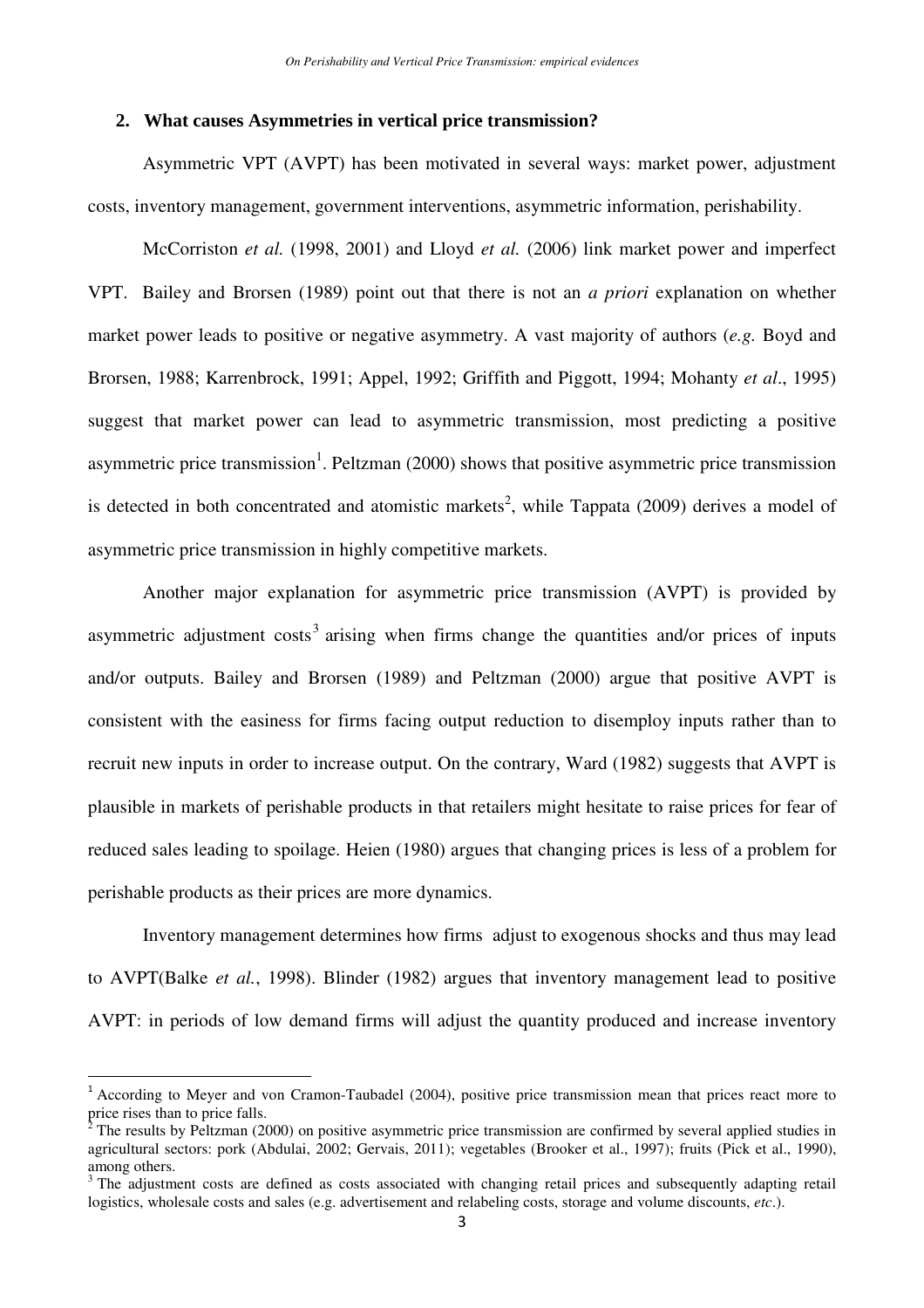## 2. What causes Asymmetries in vertical price transmission?

Asymmetric VPT (AVPT) has been motivated in several ways: market power, adjustment costs, inventory management, government interventions, asymmetric information, perishability.

McCorriston *et al.* (1998, 2001) and Lloyd *et al.* (2006) link market power and imperfect VPT. Bailey and Brorsen (1989) point out that there is not an *a priori* explanation on whether market power leads to positive or negative asymmetry. A vast majority of authors (*e.g.* Boyd and Brorsen, 1988; Karrenbrock, 1991; Appel, 1992; Griffith and Piggott, 1994; Mohanty *et al*., 1995) suggest that market power can lead to asymmetric transmission, most predicting a positive asymmetric price transmission[1]. Peltzman (2000) shows that positive asymmetric price transmission is detected in both concentrated and atomistic markets[2], while Tappata (2009) derives a model of asymmetric price transmission in highly competitive markets.

Another major explanation for asymmetric price transmission (AVPT) is provided by asymmetric adjustment costs[3] arising when firms change the quantities and/or prices of inputs and/or outputs. Bailey and Brorsen (1989) and Peltzman (2000) argue that positive AVPT is consistent with the easiness for firms facing output reduction to disemploy inputs rather than to recruit new inputs in order to increase output. On the contrary, Ward (1982) suggests that AVPT is plausible in markets of perishable products in that retailers might hesitate to raise prices for fear of reduced sales leading to spoilage. Heien (1980) argues that changing prices is less of a problem for perishable products as their prices are more dynamics.

Inventory management determines how firms adjust to exogenous shocks and thus may lead to AVPT(Balke *et al.*, 1998). Blinder (1982) argues that inventory management lead to positive AVPT: in periods of low demand firms will adjust the quantity produced and increase inventory

[1] According to Meyer and von Cramon-Taubadel (2004), positive price transmission mean that prices react more to price rises than to price falls.

[2] The results by Peltzman (2000) on positive asymmetric price transmission are confirmed by several applied studies in agricultural sectors: pork (Abdulai, 2002; Gervais, 2011); vegetables (Brooker et al., 1997); fruits (Pick et al., 1990), among others.

[3] The adjustment costs are defined as costs associated with changing retail prices and subsequently adapting retail logistics, wholesale costs and sales (e.g. advertisement and relabeling costs, storage and volume discounts, *etc*.).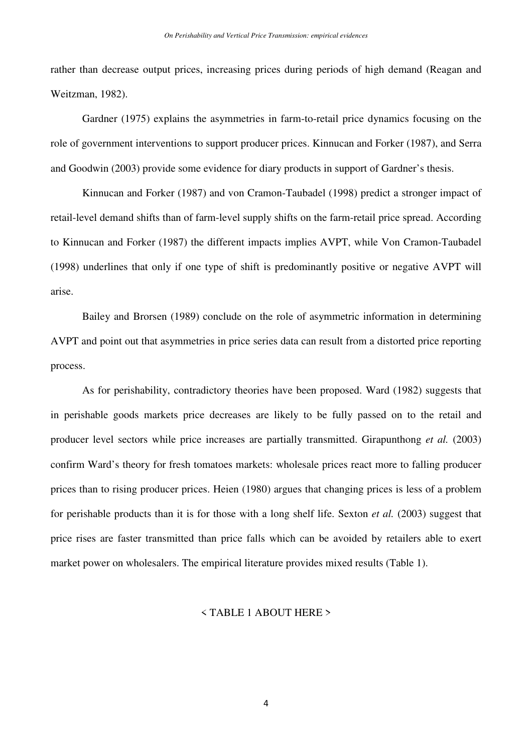rather than decrease output prices, increasing prices during periods of high demand (Reagan and Weitzman, 1982).

Gardner (1975) explains the asymmetries in farm-to-retail price dynamics focusing on the role of government interventions to support producer prices. Kinnucan and Forker (1987), and Serra and Goodwin (2003) provide some evidence for diary products in support of Gardner's thesis.

Kinnucan and Forker (1987) and von Cramon-Taubadel (1998) predict a stronger impact of retail-level demand shifts than of farm-level supply shifts on the farm-retail price spread. According to Kinnucan and Forker (1987) the different impacts implies AVPT, while Von Cramon-Taubadel (1998) underlines that only if one type of shift is predominantly positive or negative AVPT will arise.

Bailey and Brorsen (1989) conclude on the role of asymmetric information in determining AVPT and point out that asymmetries in price series data can result from a distorted price reporting process.

As for perishability, contradictory theories have been proposed. Ward (1982) suggests that in perishable goods markets price decreases are likely to be fully passed on to the retail and producer level sectors while price increases are partially transmitted. Girapunthong *et al.* (2003) confirm Ward's theory for fresh tomatoes markets: wholesale prices react more to falling producer prices than to rising producer prices. Heien (1980) argues that changing prices is less of a problem for perishable products than it is for those with a long shelf life. Sexton *et al.* (2003) suggest that price rises are faster transmitted than price falls which can be avoided by retailers able to exert market power on wholesalers. The empirical literature provides mixed results (Table 1).

< TABLE 1 ABOUT HERE >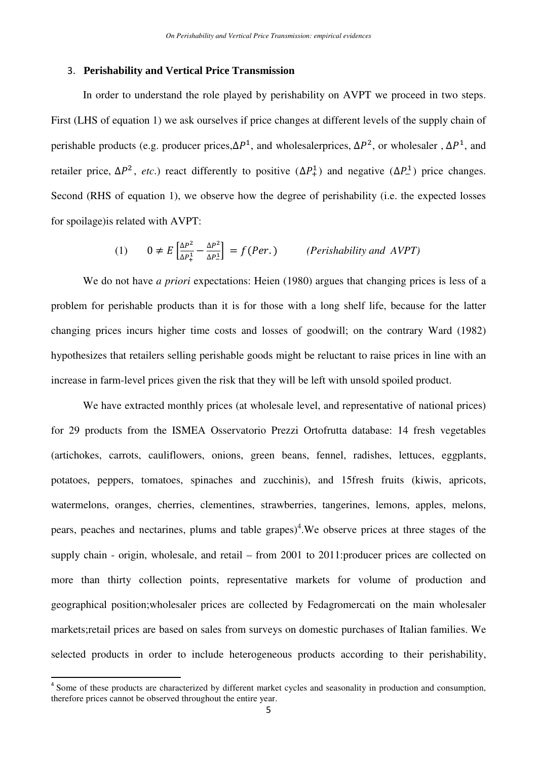### 3. **Perishability and Vertical Price Transmission**

In order to understand the role played by perishability on AVPT we proceed in two steps. First (LHS of equation 1) we ask ourselves if price changes at different levels of the supply chain of perishable products (e.g. producer prices, $\Delta P^1$, and wholesalerprices, $\Delta P^2$, or wholesaler , $\Delta P^1$, and retailer price, $\Delta P^2$, *etc*.) react differently to positive ($\Delta P^1_+$) and negative ($\Delta P^1_-$) price changes. Second (RHS of equation 1), we observe how the degree of perishability (i.e. the expected losses for spoilage)is related with AVPT:

$$(1) \qquad 0 \neq E\left[\frac{\Delta P^2}{\Delta P^1_+} - \frac{\Delta P^2}{\Delta P^1_-}\right] = f(Per.) \qquad \textit{(Perishability and AVPT)}$$

We do not have *a priori* expectations: Heien (1980) argues that changing prices is less of a problem for perishable products than it is for those with a long shelf life, because for the latter changing prices incurs higher time costs and losses of goodwill; on the contrary Ward (1982) hypothesizes that retailers selling perishable goods might be reluctant to raise prices in line with an increase in farm-level prices given the risk that they will be left with unsold spoiled product.

We have extracted monthly prices (at wholesale level, and representative of national prices) for 29 products from the ISMEA Osservatorio Prezzi Ortofrutta database: 14 fresh vegetables (artichokes, carrots, cauliflowers, onions, green beans, fennel, radishes, lettuces, eggplants, potatoes, peppers, tomatoes, spinaches and zucchinis), and 15fresh fruits (kiwis, apricots, watermelons, oranges, cherries, clementines, strawberries, tangerines, lemons, apples, melons, pears, peaches and nectarines, plums and table grapes)[4].We observe prices at three stages of the supply chain - origin, wholesale, and retail – from 2001 to 2011:producer prices are collected on more than thirty collection points, representative markets for volume of production and geographical position;wholesaler prices are collected by Fedagromercati on the main wholesaler markets;retail prices are based on sales from surveys on domestic purchases of Italian families. We selected products in order to include heterogeneous products according to their perishability,

[4] Some of these products are characterized by different market cycles and seasonality in production and consumption, therefore prices cannot be observed throughout the entire year.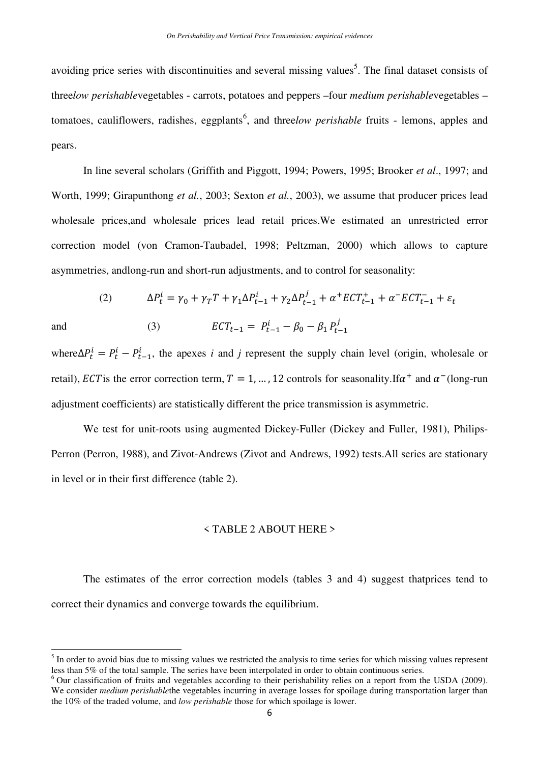avoiding price series with discontinuities and several missing values[5]. The final dataset consists of three*low perishable*vegetables - carrots, potatoes and peppers –four *medium perishable*vegetables – tomatoes, cauliflowers, radishes, eggplants[6], and three*low perishable* fruits - lemons, apples and pears.

In line several scholars (Griffith and Piggott, 1994; Powers, 1995; Brooker *et al*., 1997; and Worth, 1999; Girapunthong *et al.*, 2003; Sexton *et al.*, 2003), we assume that producer prices lead wholesale prices,and wholesale prices lead retail prices.We estimated an unrestricted error correction model (von Cramon-Taubadel, 1998; Peltzman, 2000) which allows to capture asymmetries, andlong-run and short-run adjustments, and to control for seasonality:

$$(2) \qquad \Delta P_t^i = \gamma_0 + \gamma_T T + \gamma_1 \Delta P_{t-1}^i + \gamma_2 \Delta P_{t-1}^j + \alpha^+ ECT_{t-1}^+ + \alpha^- ECT_{t-1}^- + \varepsilon_t$$

and

$$(3) \qquad ECT_{t-1} = P_{t-1}^i - \beta_0 - \beta_1 P_{t-1}^j$$

where$\Delta P_t^i = P_t^i - P_{t-1}^i$, the apexes *i* and *j* represent the supply chain level (origin, wholesale or retail), $ECT$is the error correction term, $T = 1, \dots, 12$ controls for seasonality.If$\alpha^+$ and $\alpha^-$(long-run adjustment coefficients) are statistically different the price transmission is asymmetric.

We test for unit-roots using augmented Dickey-Fuller (Dickey and Fuller, 1981), Philips-Perron (Perron, 1988), and Zivot-Andrews (Zivot and Andrews, 1992) tests.All series are stationary in level or in their first difference (table 2).

< TABLE 2 ABOUT HERE >

The estimates of the error correction models (tables 3 and 4) suggest thatprices tend to correct their dynamics and converge towards the equilibrium.

---

[5] In order to avoid bias due to missing values we restricted the analysis to time series for which missing values represent less than 5% of the total sample. The series have been interpolated in order to obtain continuous series.

[6] Our classification of fruits and vegetables according to their perishability relies on a report from the USDA (2009). We consider *medium perishable*the vegetables incurring in average losses for spoilage during transportation larger than the 10% of the traded volume, and *low perishable* those for which spoilage is lower.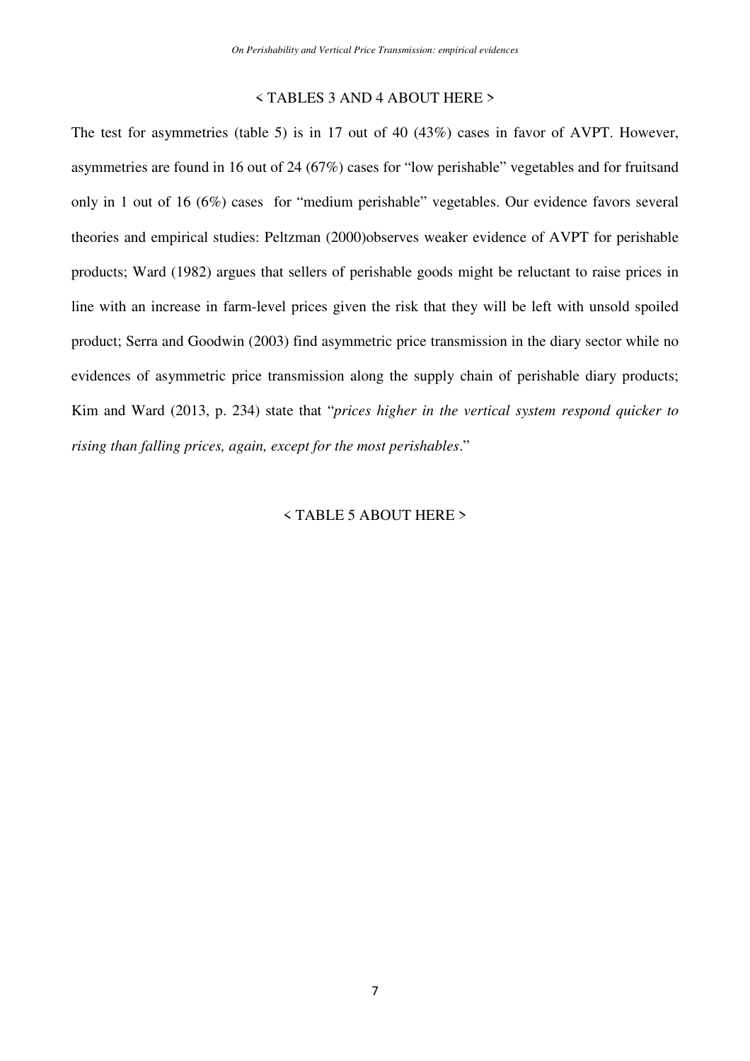< TABLES 3 AND 4 ABOUT HERE >

The test for asymmetries (table 5) is in 17 out of 40 (43%) cases in favor of AVPT. However, asymmetries are found in 16 out of 24 (67%) cases for "low perishable" vegetables and for fruitsand only in 1 out of 16 (6%) cases for "medium perishable" vegetables. Our evidence favors several theories and empirical studies: Peltzman (2000)observes weaker evidence of AVPT for perishable products; Ward (1982) argues that sellers of perishable goods might be reluctant to raise prices in line with an increase in farm-level prices given the risk that they will be left with unsold spoiled product; Serra and Goodwin (2003) find asymmetric price transmission in the diary sector while no evidences of asymmetric price transmission along the supply chain of perishable diary products; Kim and Ward (2013, p. 234) state that "*prices higher in the vertical system respond quicker to rising than falling prices, again, except for the most perishables*."

< TABLE 5 ABOUT HERE >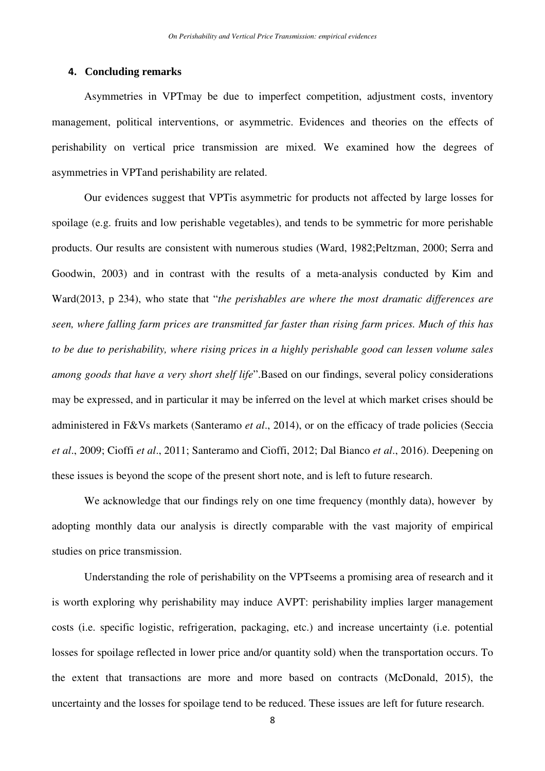## 4. Concluding remarks

Asymmetries in VPTmay be due to imperfect competition, adjustment costs, inventory management, political interventions, or asymmetric. Evidences and theories on the effects of perishability on vertical price transmission are mixed. We examined how the degrees of asymmetries in VPTand perishability are related.

Our evidences suggest that VPTis asymmetric for products not affected by large losses for spoilage (e.g. fruits and low perishable vegetables), and tends to be symmetric for more perishable products. Our results are consistent with numerous studies (Ward, 1982;Peltzman, 2000; Serra and Goodwin, 2003) and in contrast with the results of a meta-analysis conducted by Kim and Ward(2013, p 234), who state that "*the perishables are where the most dramatic differences are seen, where falling farm prices are transmitted far faster than rising farm prices. Much of this has to be due to perishability, where rising prices in a highly perishable good can lessen volume sales among goods that have a very short shelf life*".Based on our findings, several policy considerations may be expressed, and in particular it may be inferred on the level at which market crises should be administered in F&Vs markets (Santeramo *et al*., 2014), or on the efficacy of trade policies (Seccia *et al*., 2009; Cioffi *et al*., 2011; Santeramo and Cioffi, 2012; Dal Bianco *et al*., 2016). Deepening on these issues is beyond the scope of the present short note, and is left to future research.

We acknowledge that our findings rely on one time frequency (monthly data), however by adopting monthly data our analysis is directly comparable with the vast majority of empirical studies on price transmission.

Understanding the role of perishability on the VPTseems a promising area of research and it is worth exploring why perishability may induce AVPT: perishability implies larger management costs (i.e. specific logistic, refrigeration, packaging, etc.) and increase uncertainty (i.e. potential losses for spoilage reflected in lower price and/or quantity sold) when the transportation occurs. To the extent that transactions are more and more based on contracts (McDonald, 2015), the uncertainty and the losses for spoilage tend to be reduced. These issues are left for future research.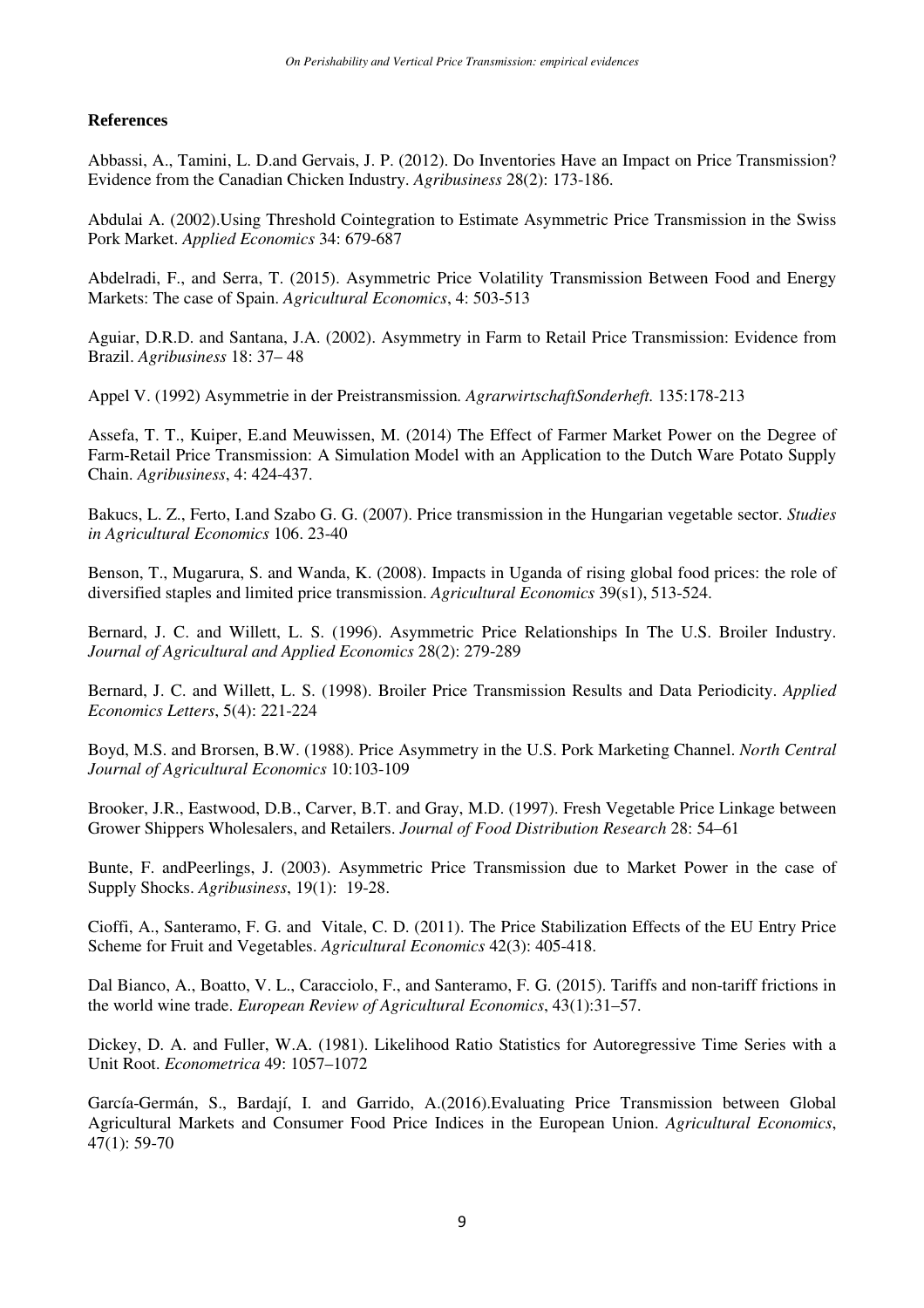**References**

Abbassi, A., Tamini, L. D.and Gervais, J. P. (2012). Do Inventories Have an Impact on Price Transmission? Evidence from the Canadian Chicken Industry. *Agribusiness* 28(2): 173-186.

Abdulai A. (2002).Using Threshold Cointegration to Estimate Asymmetric Price Transmission in the Swiss Pork Market. *Applied Economics* 34: 679-687

Abdelradi, F., and Serra, T. (2015). Asymmetric Price Volatility Transmission Between Food and Energy Markets: The case of Spain. *Agricultural Economics*, 4: 503-513

Aguiar, D.R.D. and Santana, J.A. (2002). Asymmetry in Farm to Retail Price Transmission: Evidence from Brazil. *Agribusiness* 18: 37– 48

Appel V. (1992) Asymmetrie in der Preistransmission. *AgrarwirtschaftSonderheft*. 135:178-213

Assefa, T. T., Kuiper, E.and Meuwissen, M. (2014) The Effect of Farmer Market Power on the Degree of Farm-Retail Price Transmission: A Simulation Model with an Application to the Dutch Ware Potato Supply Chain. *Agribusiness*, 4: 424-437.

Bakucs, L. Z., Ferto, I.and Szabo G. G. (2007). Price transmission in the Hungarian vegetable sector. *Studies in Agricultural Economics* 106. 23-40

Benson, T., Mugarura, S. and Wanda, K. (2008). Impacts in Uganda of rising global food prices: the role of diversified staples and limited price transmission. *Agricultural Economics* 39(s1), 513-524.

Bernard, J. C. and Willett, L. S. (1996). Asymmetric Price Relationships In The U.S. Broiler Industry. *Journal of Agricultural and Applied Economics* 28(2): 279-289

Bernard, J. C. and Willett, L. S. (1998). Broiler Price Transmission Results and Data Periodicity. *Applied Economics Letters*, 5(4): 221-224

Boyd, M.S. and Brorsen, B.W. (1988). Price Asymmetry in the U.S. Pork Marketing Channel. *North Central Journal of Agricultural Economics* 10:103-109

Brooker, J.R., Eastwood, D.B., Carver, B.T. and Gray, M.D. (1997). Fresh Vegetable Price Linkage between Grower Shippers Wholesalers, and Retailers. *Journal of Food Distribution Research* 28: 54–61

Bunte, F. andPeerlings, J. (2003). Asymmetric Price Transmission due to Market Power in the case of Supply Shocks. *Agribusiness*, 19(1): 19-28.

Cioffi, A., Santeramo, F. G. and Vitale, C. D. (2011). The Price Stabilization Effects of the EU Entry Price Scheme for Fruit and Vegetables. *Agricultural Economics* 42(3): 405-418.

Dal Bianco, A., Boatto, V. L., Caracciolo, F., and Santeramo, F. G. (2015). Tariffs and non-tariff frictions in the world wine trade. *European Review of Agricultural Economics*, 43(1):31–57.

Dickey, D. A. and Fuller, W.A. (1981). Likelihood Ratio Statistics for Autoregressive Time Series with a Unit Root. *Econometrica* 49: 1057–1072

García-Germán, S., Bardají, I. and Garrido, A.(2016).Evaluating Price Transmission between Global Agricultural Markets and Consumer Food Price Indices in the European Union. *Agricultural Economics*, 47(1): 59-70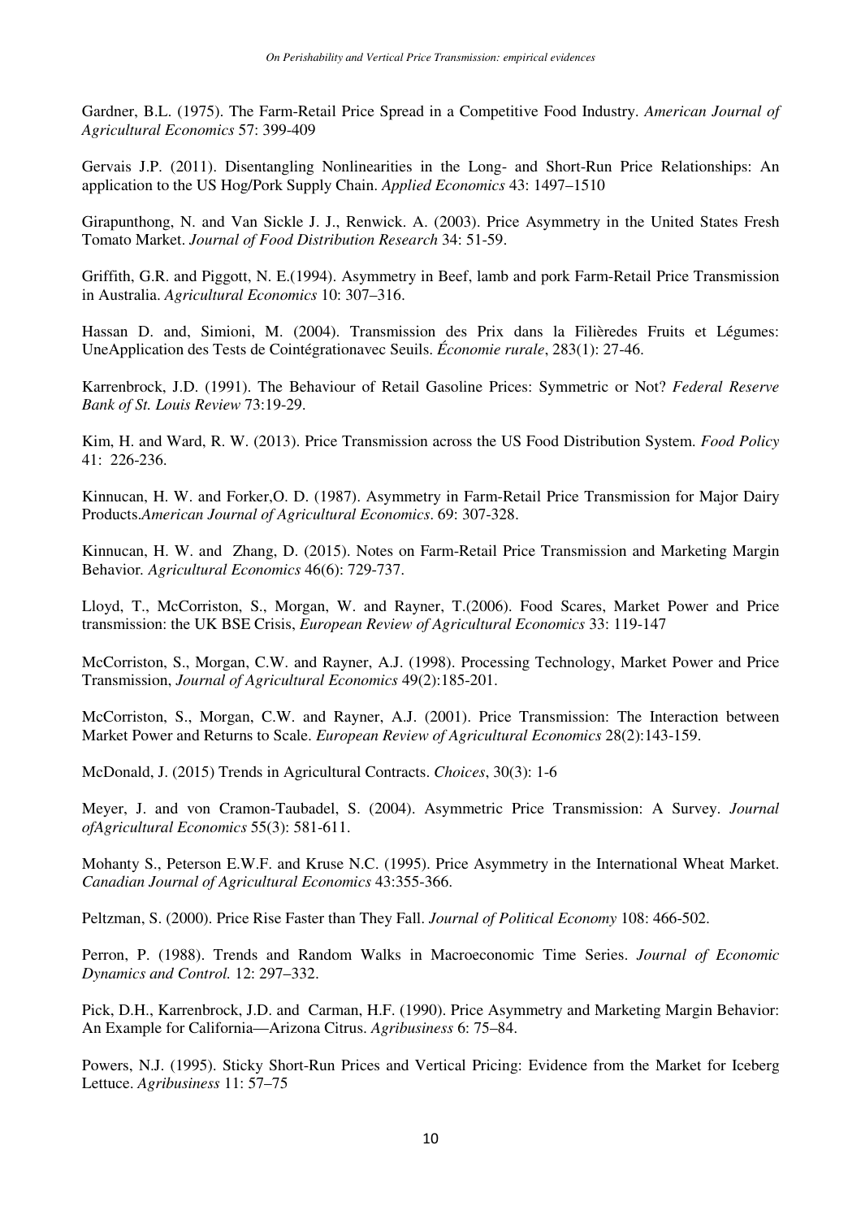Gardner, B.L. (1975). The Farm-Retail Price Spread in a Competitive Food Industry. *American Journal of Agricultural Economics* 57: 399-409

Gervais J.P. (2011). Disentangling Nonlinearities in the Long- and Short-Run Price Relationships: An application to the US Hog/Pork Supply Chain. *Applied Economics* 43: 1497–1510

Girapunthong, N. and Van Sickle J. J., Renwick. A. (2003). Price Asymmetry in the United States Fresh Tomato Market. *Journal of Food Distribution Research* 34: 51-59.

Griffith, G.R. and Piggott, N. E.(1994). Asymmetry in Beef, lamb and pork Farm-Retail Price Transmission in Australia. *Agricultural Economics* 10: 307–316.

Hassan D. and, Simioni, M. (2004). Transmission des Prix dans la Filièredes Fruits et Légumes: UneApplication des Tests de Cointégrationavec Seuils. *Économie rurale*, 283(1): 27-46.

Karrenbrock, J.D. (1991). The Behaviour of Retail Gasoline Prices: Symmetric or Not? *Federal Reserve Bank of St. Louis Review* 73:19-29.

Kim, H. and Ward, R. W. (2013). Price Transmission across the US Food Distribution System. *Food Policy* 41: 226-236.

Kinnucan, H. W. and Forker,O. D. (1987). Asymmetry in Farm-Retail Price Transmission for Major Dairy Products.*American Journal of Agricultural Economics*. 69: 307-328.

Kinnucan, H. W. and Zhang, D. (2015). Notes on Farm-Retail Price Transmission and Marketing Margin Behavior. *Agricultural Economics* 46(6): 729-737.

Lloyd, T., McCorriston, S., Morgan, W. and Rayner, T.(2006). Food Scares, Market Power and Price transmission: the UK BSE Crisis, *European Review of Agricultural Economics* 33: 119-147

McCorriston, S., Morgan, C.W. and Rayner, A.J. (1998). Processing Technology, Market Power and Price Transmission, *Journal of Agricultural Economics* 49(2):185-201.

McCorriston, S., Morgan, C.W. and Rayner, A.J. (2001). Price Transmission: The Interaction between Market Power and Returns to Scale. *European Review of Agricultural Economics* 28(2):143-159.

McDonald, J. (2015) Trends in Agricultural Contracts. *Choices*, 30(3): 1-6

Meyer, J. and von Cramon-Taubadel, S. (2004). Asymmetric Price Transmission: A Survey. *Journal ofAgricultural Economics* 55(3): 581-611.

Mohanty S., Peterson E.W.F. and Kruse N.C. (1995). Price Asymmetry in the International Wheat Market. *Canadian Journal of Agricultural Economics* 43:355-366.

Peltzman, S. (2000). Price Rise Faster than They Fall. *Journal of Political Economy* 108: 466-502.

Perron, P. (1988). Trends and Random Walks in Macroeconomic Time Series. *Journal of Economic Dynamics and Control.* 12: 297–332.

Pick, D.H., Karrenbrock, J.D. and Carman, H.F. (1990). Price Asymmetry and Marketing Margin Behavior: An Example for California—Arizona Citrus. *Agribusiness* 6: 75–84.

Powers, N.J. (1995). Sticky Short-Run Prices and Vertical Pricing: Evidence from the Market for Iceberg Lettuce. *Agribusiness* 11: 57–75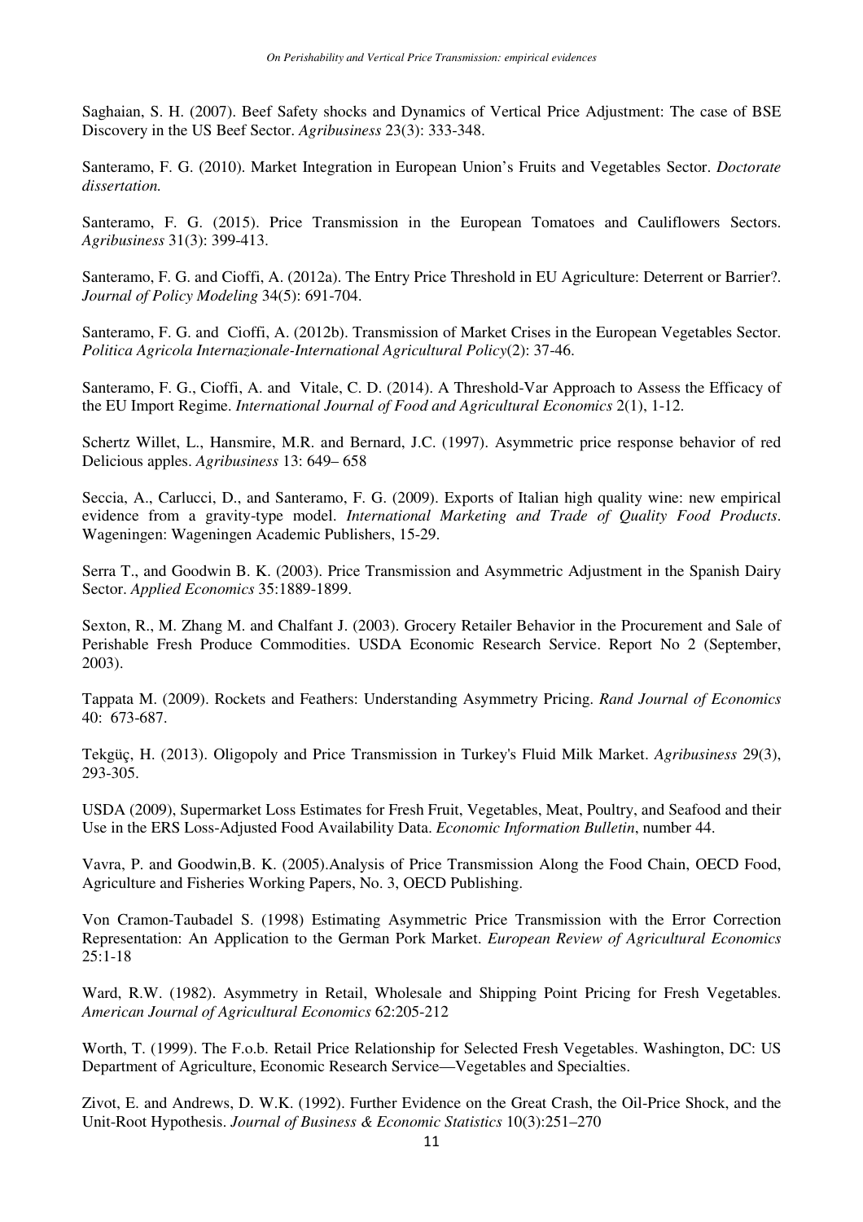Saghaian, S. H. (2007). Beef Safety shocks and Dynamics of Vertical Price Adjustment: The case of BSE Discovery in the US Beef Sector. *Agribusiness* 23(3): 333-348.

Santeramo, F. G. (2010). Market Integration in European Union's Fruits and Vegetables Sector. *Doctorate dissertation.*

Santeramo, F. G. (2015). Price Transmission in the European Tomatoes and Cauliflowers Sectors. *Agribusiness* 31(3): 399-413.

Santeramo, F. G. and Cioffi, A. (2012a). The Entry Price Threshold in EU Agriculture: Deterrent or Barrier?. *Journal of Policy Modeling* 34(5): 691-704.

Santeramo, F. G. and Cioffi, A. (2012b). Transmission of Market Crises in the European Vegetables Sector. *Politica Agricola Internazionale-International Agricultural Policy*(2): 37-46.

Santeramo, F. G., Cioffi, A. and Vitale, C. D. (2014). A Threshold-Var Approach to Assess the Efficacy of the EU Import Regime. *International Journal of Food and Agricultural Economics* 2(1), 1-12.

Schertz Willet, L., Hansmire, M.R. and Bernard, J.C. (1997). Asymmetric price response behavior of red Delicious apples. *Agribusiness* 13: 649– 658

Seccia, A., Carlucci, D., and Santeramo, F. G. (2009). Exports of Italian high quality wine: new empirical evidence from a gravity-type model. *International Marketing and Trade of Quality Food Products*. Wageningen: Wageningen Academic Publishers, 15-29.

Serra T., and Goodwin B. K. (2003). Price Transmission and Asymmetric Adjustment in the Spanish Dairy Sector. *Applied Economics* 35:1889-1899.

Sexton, R., M. Zhang M. and Chalfant J. (2003). Grocery Retailer Behavior in the Procurement and Sale of Perishable Fresh Produce Commodities. USDA Economic Research Service. Report No 2 (September, 2003).

Tappata M. (2009). Rockets and Feathers: Understanding Asymmetry Pricing. *Rand Journal of Economics* 40: 673-687.

Tekgüç, H. (2013). Oligopoly and Price Transmission in Turkey's Fluid Milk Market. *Agribusiness* 29(3), 293-305.

USDA (2009), Supermarket Loss Estimates for Fresh Fruit, Vegetables, Meat, Poultry, and Seafood and their Use in the ERS Loss-Adjusted Food Availability Data. *Economic Information Bulletin*, number 44.

Vavra, P. and Goodwin,B. K. (2005).Analysis of Price Transmission Along the Food Chain, OECD Food, Agriculture and Fisheries Working Papers, No. 3, OECD Publishing.

Von Cramon-Taubadel S. (1998) Estimating Asymmetric Price Transmission with the Error Correction Representation: An Application to the German Pork Market. *European Review of Agricultural Economics* 25:1-18

Ward, R.W. (1982). Asymmetry in Retail, Wholesale and Shipping Point Pricing for Fresh Vegetables. *American Journal of Agricultural Economics* 62:205-212

Worth, T. (1999). The F.o.b. Retail Price Relationship for Selected Fresh Vegetables. Washington, DC: US Department of Agriculture, Economic Research Service—Vegetables and Specialties.

Zivot, E. and Andrews, D. W.K. (1992). Further Evidence on the Great Crash, the Oil-Price Shock, and the Unit-Root Hypothesis. *Journal of Business & Economic Statistics* 10(3):251–270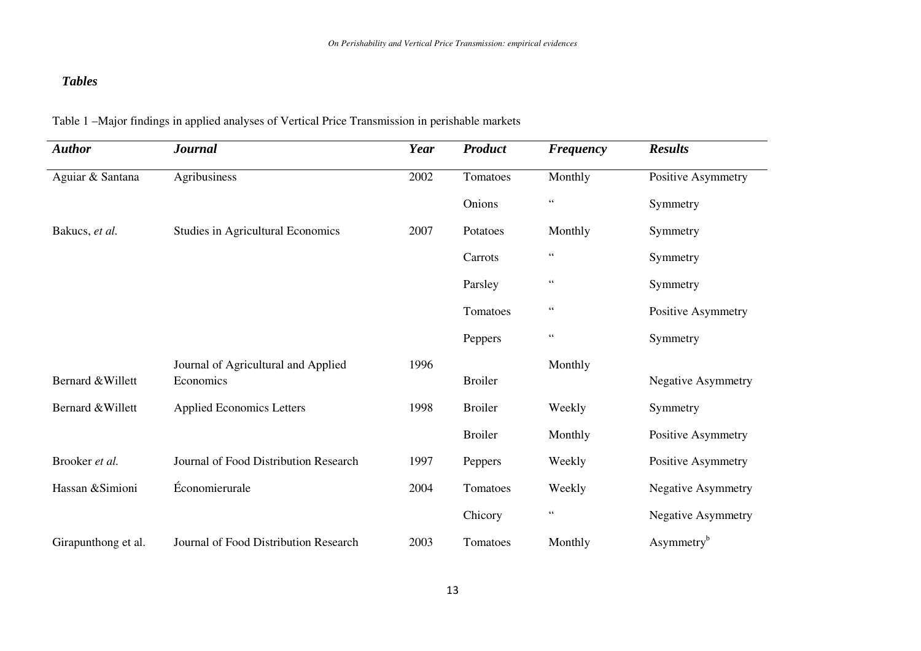*Tables*

Table 1 –Major findings in applied analyses of Vertical Price Transmission in perishable markets

| ***Author*** | ***Journal*** | ***Year*** | ***Product*** | ***Frequency*** | ***Results*** |
|---|---|---|---|---|---|
| Aguiar & Santana | Agribusiness | 2002 | Tomatoes | Monthly | Positive Asymmetry |
| | | | Onions | " | Symmetry |
| Bakucs, *et al.* | Studies in Agricultural Economics | 2007 | Potatoes | Monthly | Symmetry |
| | | | Carrots | " | Symmetry |
| | | | Parsley | " | Symmetry |
| | | | Tomatoes | " | Positive Asymmetry |
| | | | Peppers | " | Symmetry |
| Bernard &Willett | Journal of Agricultural and Applied Economics | 1996 | Broiler | Monthly | Negative Asymmetry |
| Bernard &Willett | Applied Economics Letters | 1998 | Broiler | Weekly | Symmetry |
| | | | Broiler | Monthly | Positive Asymmetry |
| Brooker *et al.* | Journal of Food Distribution Research | 1997 | Peppers | Weekly | Positive Asymmetry |
| Hassan &Simioni | Économierurale | 2004 | Tomatoes | Weekly | Negative Asymmetry |
| | | | Chicory | " | Negative Asymmetry |
| Girapunthong et al. | Journal of Food Distribution Research | 2003 | Tomatoes | Monthly | Asymmetry[b] |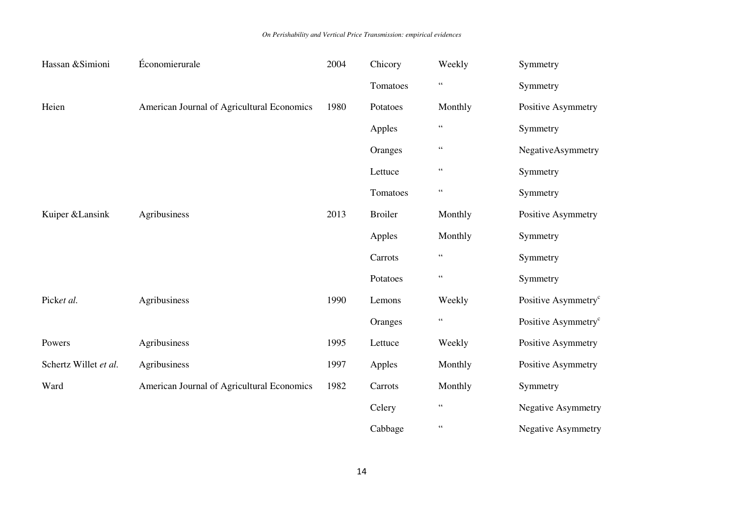| | | | | | |
|---|---|---|---|---|---|
| Hassan &Simioni | Économierurale | 2004 | Chicory | Weekly | Symmetry |
| | | | Tomatoes | " | Symmetry |
| Heien | American Journal of Agricultural Economics | 1980 | Potatoes | Monthly | Positive Asymmetry |
| | | | Apples | " | Symmetry |
| | | | Oranges | " | NegativeAsymmetry |
| | | | Lettuce | " | Symmetry |
| | | | Tomatoes | " | Symmetry |
| Kuiper &Lansink | Agribusiness | 2013 | Broiler | Monthly | Positive Asymmetry |
| | | | Apples | Monthly | Symmetry |
| | | | Carrots | " | Symmetry |
| | | | Potatoes | " | Symmetry |
| Pick*et al.* | Agribusiness | 1990 | Lemons | Weekly | Positive Asymmetry[c] |
| | | | Oranges | " | Positive Asymmetry[c] |
| Powers | Agribusiness | 1995 | Lettuce | Weekly | Positive Asymmetry |
| Schertz Willet *et al.* | Agribusiness | 1997 | Apples | Monthly | Positive Asymmetry |
| Ward | American Journal of Agricultural Economics | 1982 | Carrots | Monthly | Symmetry |
| | | | Celery | " | Negative Asymmetry |
| | | | Cabbage | " | Negative Asymmetry |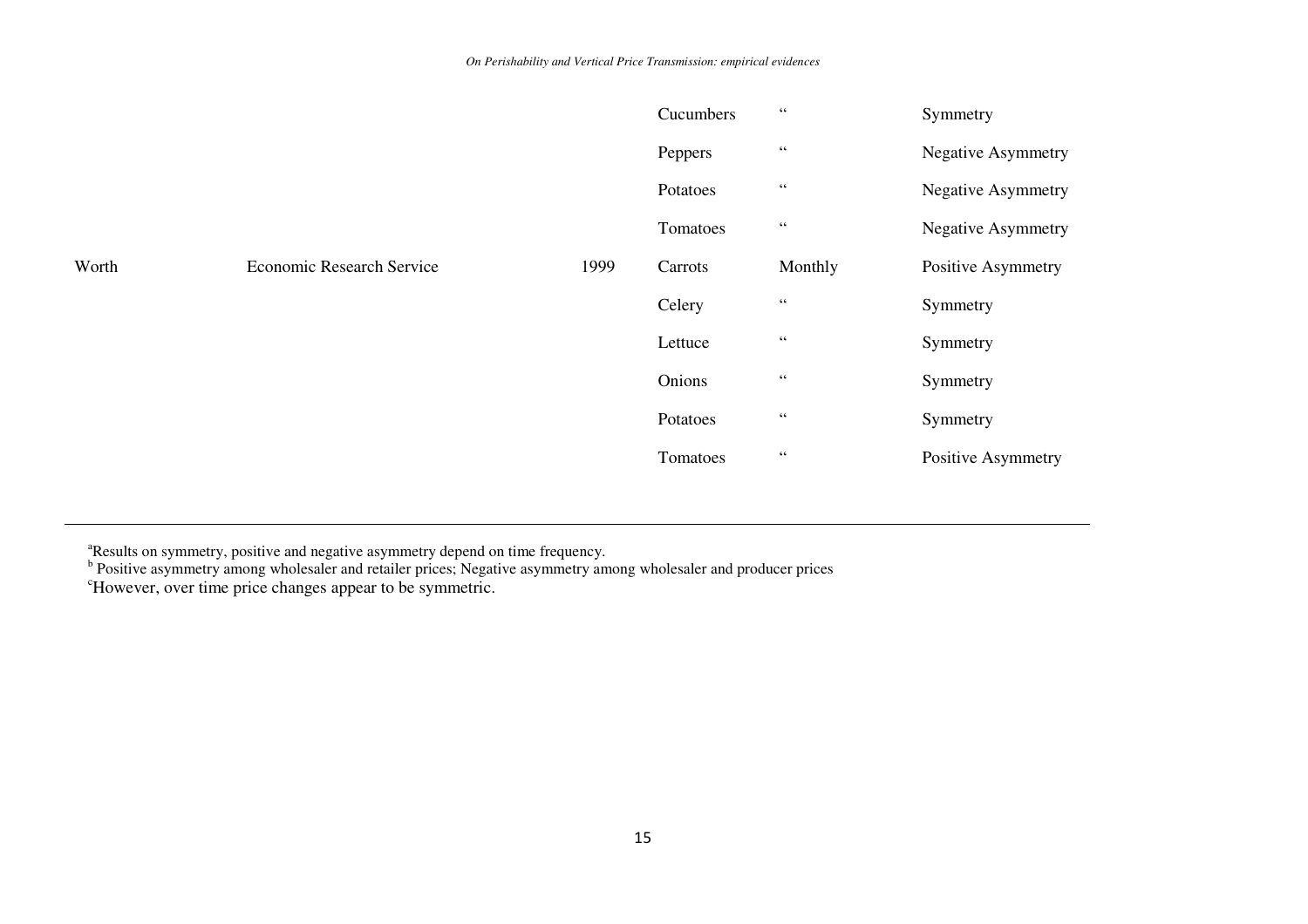|  |  |  |  |  |  |
|---|---|---|---|---|---|
|  |  |  | Cucumbers | " | Symmetry |
|  |  |  | Peppers | " | Negative Asymmetry |
|  |  |  | Potatoes | " | Negative Asymmetry |
|  |  |  | Tomatoes | " | Negative Asymmetry |
| Worth | Economic Research Service | 1999 | Carrots | Monthly | Positive Asymmetry |
|  |  |  | Celery | " | Symmetry |
|  |  |  | Lettuce | " | Symmetry |
|  |  |  | Onions | " | Symmetry |
|  |  |  | Potatoes | " | Symmetry |
|  |  |  | Tomatoes | " | Positive Asymmetry |

[a]Results on symmetry, positive and negative asymmetry depend on time frequency.

[b] Positive asymmetry among wholesaler and retailer prices; Negative asymmetry among wholesaler and producer prices

[c]However, over time price changes appear to be symmetric.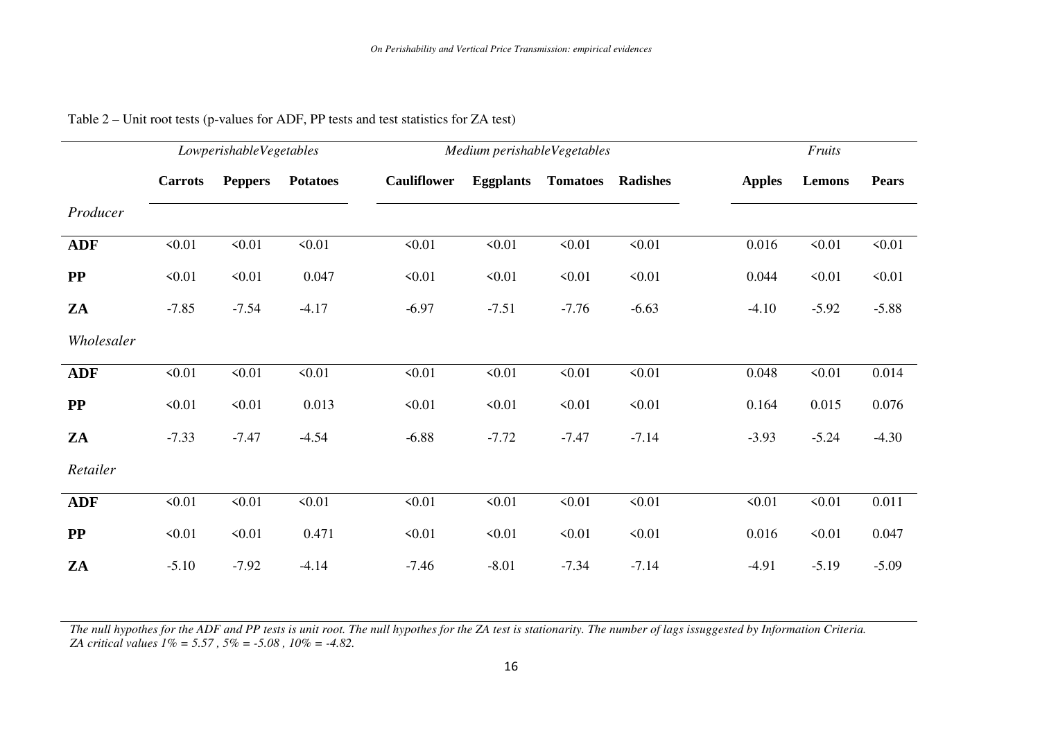Table 2 – Unit root tests (p-values for ADF, PP tests and test statistics for ZA test)

| | *LowperishableVegetables* | | | *Medium perishableVegetables* | | | | *Fruits* | | |
|---|---|---|---|---|---|---|---|---|---|---|
| | **Carrots** | **Peppers** | **Potatoes** | **Cauliflower** | **Eggplants** | **Tomatoes** | **Radishes** | **Apples** | **Lemons** | **Pears** |
| *Producer* | | | | | | | | | | |
| **ADF** | <0.01 | <0.01 | <0.01 | <0.01 | <0.01 | <0.01 | <0.01 | 0.016 | <0.01 | <0.01 |
| **PP** | <0.01 | <0.01 | 0.047 | <0.01 | <0.01 | <0.01 | <0.01 | 0.044 | <0.01 | <0.01 |
| **ZA** | -7.85 | -7.54 | -4.17 | -6.97 | -7.51 | -7.76 | -6.63 | -4.10 | -5.92 | -5.88 |
| *Wholesaler* | | | | | | | | | | |
| **ADF** | <0.01 | <0.01 | <0.01 | <0.01 | <0.01 | <0.01 | <0.01 | 0.048 | <0.01 | 0.014 |
| **PP** | <0.01 | <0.01 | 0.013 | <0.01 | <0.01 | <0.01 | <0.01 | 0.164 | 0.015 | 0.076 |
| **ZA** | -7.33 | -7.47 | -4.54 | -6.88 | -7.72 | -7.47 | -7.14 | -3.93 | -5.24 | -4.30 |
| *Retailer* | | | | | | | | | | |
| **ADF** | <0.01 | <0.01 | <0.01 | <0.01 | <0.01 | <0.01 | <0.01 | <0.01 | <0.01 | 0.011 |
| **PP** | <0.01 | <0.01 | 0.471 | <0.01 | <0.01 | <0.01 | <0.01 | 0.016 | <0.01 | 0.047 |
| **ZA** | -5.10 | -7.92 | -4.14 | -7.46 | -8.01 | -7.34 | -7.14 | -4.91 | -5.19 | -5.09 |

*The null hypothes for the ADF and PP tests is unit root. The null hypothes for the ZA test is stationarity. The number of lags issuggested by Information Criteria. ZA critical values 1% = 5.57 , 5% = -5.08 , 10% = -4.82.*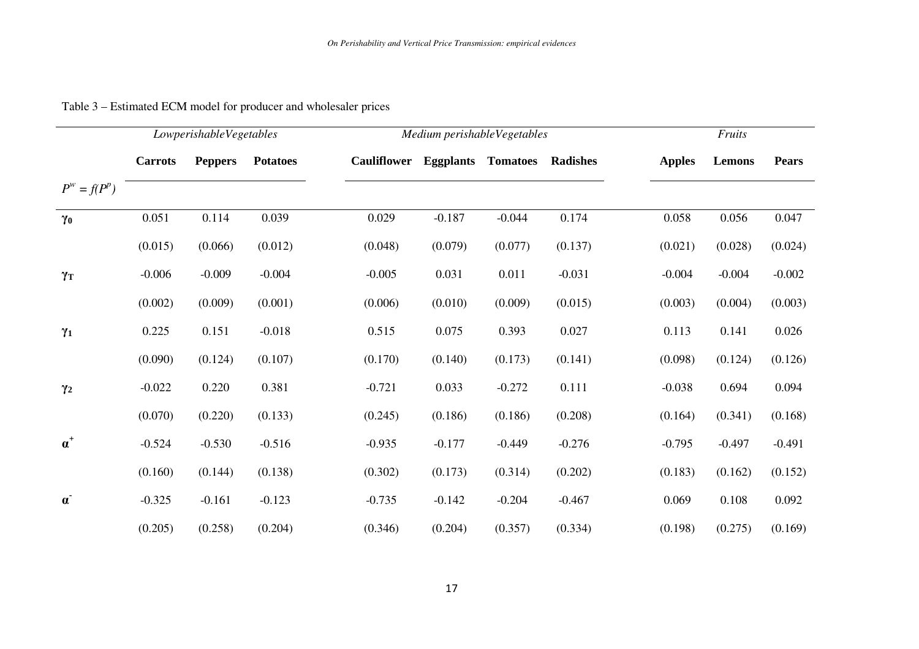Table 3 – Estimated ECM model for producer and wholesaler prices

| | *LowperishableVegetables* | | | *Medium perishableVegetables* | | | | *Fruits* | | |
|---|---|---|---|---|---|---|---|---|---|---|
| | **Carrots** | **Peppers** | **Potatoes** | **Cauliflower** | **Eggplants** | **Tomatoes** | **Radishes** | **Apples** | **Lemons** | **Pears** |
| $P^w = f(P^p)$ | | | | | | | | | | |
| $\boldsymbol{\gamma_0}$ | 0.051 | 0.114 | 0.039 | 0.029 | -0.187 | -0.044 | 0.174 | 0.058 | 0.056 | 0.047 |
| | (0.015) | (0.066) | (0.012) | (0.048) | (0.079) | (0.077) | (0.137) | (0.021) | (0.028) | (0.024) |
| $\boldsymbol{\gamma_T}$ | -0.006 | -0.009 | -0.004 | -0.005 | 0.031 | 0.011 | -0.031 | -0.004 | -0.004 | -0.002 |
| | (0.002) | (0.009) | (0.001) | (0.006) | (0.010) | (0.009) | (0.015) | (0.003) | (0.004) | (0.003) |
| $\boldsymbol{\gamma_1}$ | 0.225 | 0.151 | -0.018 | 0.515 | 0.075 | 0.393 | 0.027 | 0.113 | 0.141 | 0.026 |
| | (0.090) | (0.124) | (0.107) | (0.170) | (0.140) | (0.173) | (0.141) | (0.098) | (0.124) | (0.126) |
| $\boldsymbol{\gamma_2}$ | -0.022 | 0.220 | 0.381 | -0.721 | 0.033 | -0.272 | 0.111 | -0.038 | 0.694 | 0.094 |
| | (0.070) | (0.220) | (0.133) | (0.245) | (0.186) | (0.186) | (0.208) | (0.164) | (0.341) | (0.168) |
| $\boldsymbol{\alpha^+}$ | -0.524 | -0.530 | -0.516 | -0.935 | -0.177 | -0.449 | -0.276 | -0.795 | -0.497 | -0.491 |
| | (0.160) | (0.144) | (0.138) | (0.302) | (0.173) | (0.314) | (0.202) | (0.183) | (0.162) | (0.152) |
| $\boldsymbol{\alpha^-}$ | -0.325 | -0.161 | -0.123 | -0.735 | -0.142 | -0.204 | -0.467 | 0.069 | 0.108 | 0.092 |
| | (0.205) | (0.258) | (0.204) | (0.346) | (0.204) | (0.357) | (0.334) | (0.198) | (0.275) | (0.169) |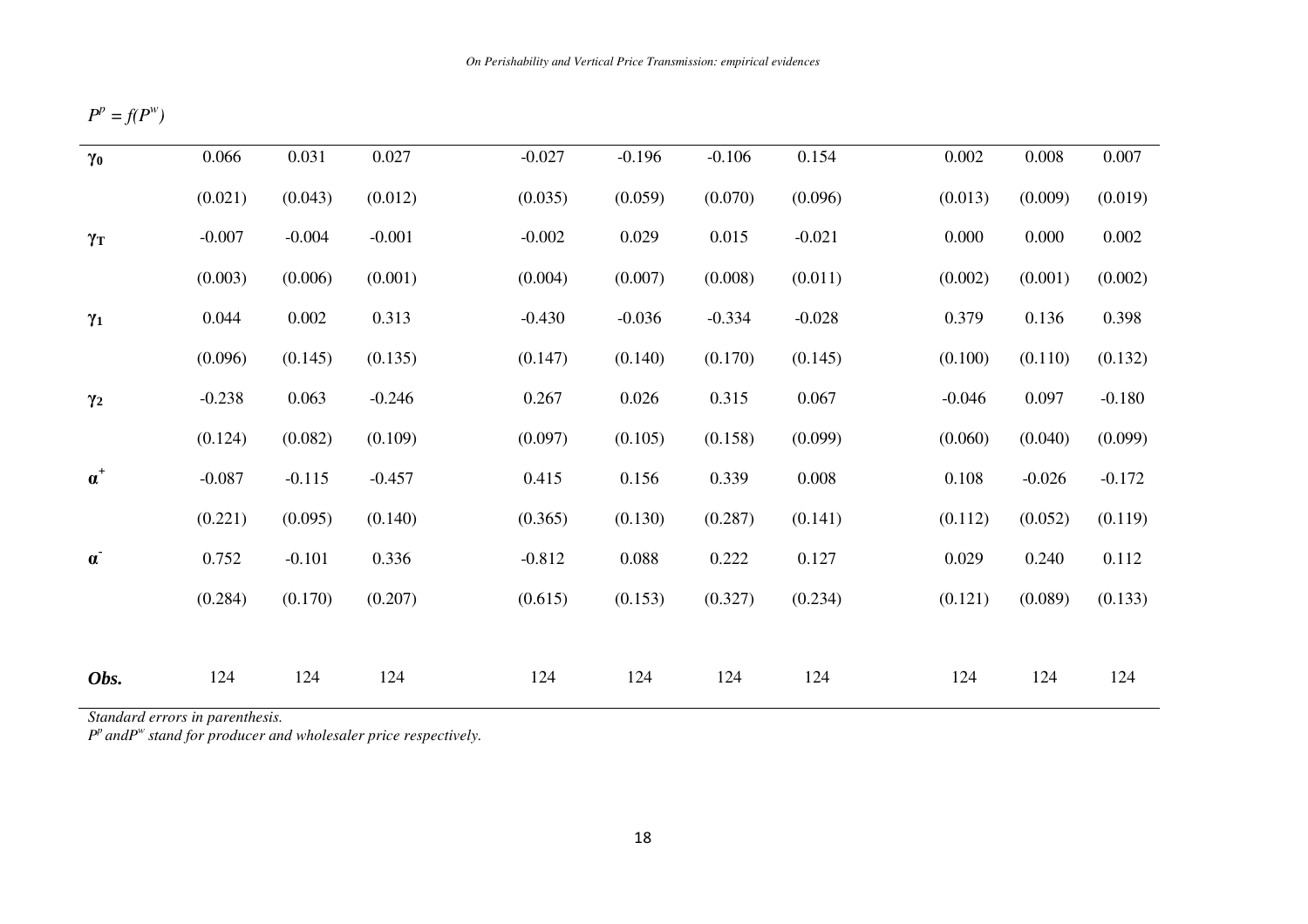$P^p = f(P^w)$

| | | | | | | | | | | |
|---|---|---|---|---|---|---|---|---|---|---|
| $\gamma_0$ | 0.066 | 0.031 | 0.027 | -0.027 | -0.196 | -0.106 | 0.154 | 0.002 | 0.008 | 0.007 |
| | (0.021) | (0.043) | (0.012) | (0.035) | (0.059) | (0.070) | (0.096) | (0.013) | (0.009) | (0.019) |
| $\gamma_T$ | -0.007 | -0.004 | -0.001 | -0.002 | 0.029 | 0.015 | -0.021 | 0.000 | 0.000 | 0.002 |
| | (0.003) | (0.006) | (0.001) | (0.004) | (0.007) | (0.008) | (0.011) | (0.002) | (0.001) | (0.002) |
| $\gamma_1$ | 0.044 | 0.002 | 0.313 | -0.430 | -0.036 | -0.334 | -0.028 | 0.379 | 0.136 | 0.398 |
| | (0.096) | (0.145) | (0.135) | (0.147) | (0.140) | (0.170) | (0.145) | (0.100) | (0.110) | (0.132) |
| $\gamma_2$ | -0.238 | 0.063 | -0.246 | 0.267 | 0.026 | 0.315 | 0.067 | -0.046 | 0.097 | -0.180 |
| | (0.124) | (0.082) | (0.109) | (0.097) | (0.105) | (0.158) | (0.099) | (0.060) | (0.040) | (0.099) |
| $\alpha^+$ | -0.087 | -0.115 | -0.457 | 0.415 | 0.156 | 0.339 | 0.008 | 0.108 | -0.026 | -0.172 |
| | (0.221) | (0.095) | (0.140) | (0.365) | (0.130) | (0.287) | (0.141) | (0.112) | (0.052) | (0.119) |
| $\alpha^-$ | 0.752 | -0.101 | 0.336 | -0.812 | 0.088 | 0.222 | 0.127 | 0.029 | 0.240 | 0.112 |
| | (0.284) | (0.170) | (0.207) | (0.615) | (0.153) | (0.327) | (0.234) | (0.121) | (0.089) | (0.133) |
| ***Obs.*** | 124 | 124 | 124 | 124 | 124 | 124 | 124 | 124 | 124 | 124 |

*Standard errors in parenthesis.*
*$P^p$ and $P^w$ stand for producer and wholesaler price respectively.*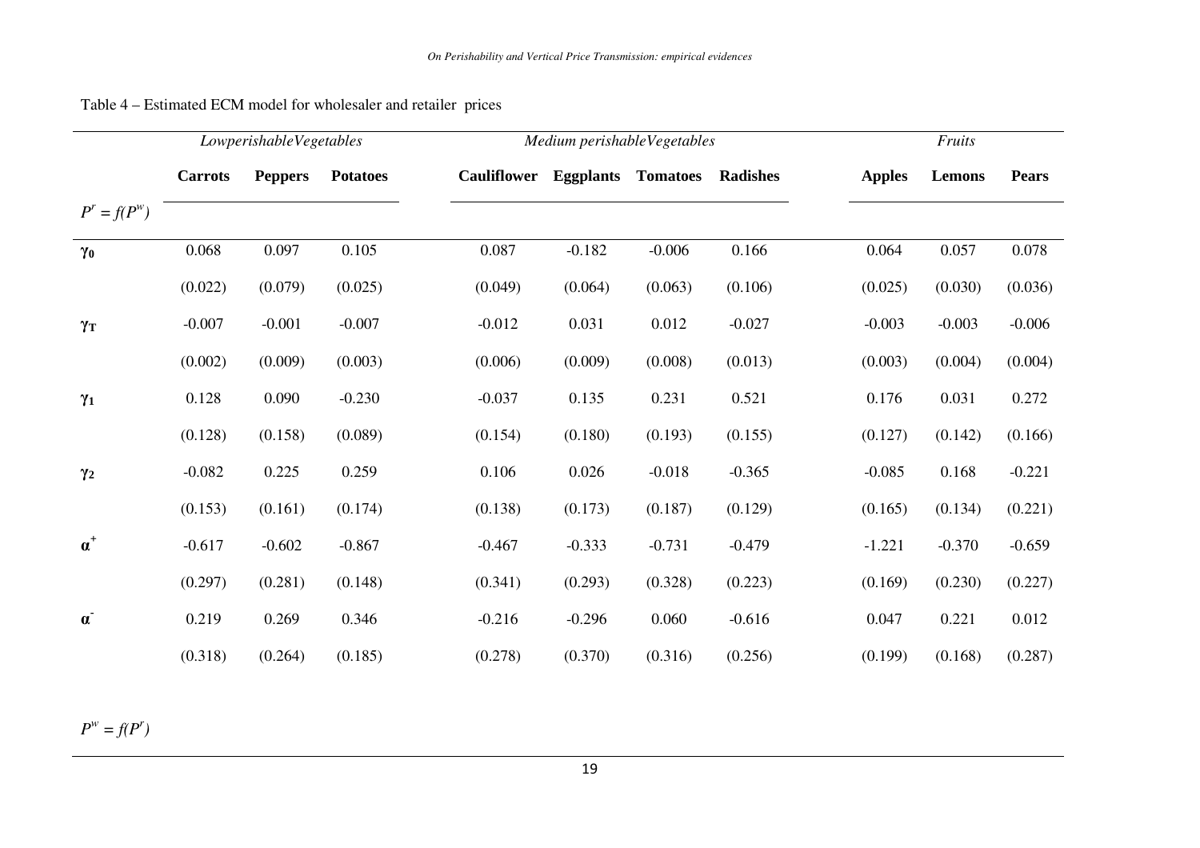Table 4 – Estimated ECM model for wholesaler and retailer prices

| | *LowperishableVegetables* | | | *Medium perishableVegetables* | | | | *Fruits* | | |
|---|---|---|---|---|---|---|---|---|---|---|
| | **Carrots** | **Peppers** | **Potatoes** | **Cauliflower** | **Eggplants** | **Tomatoes** | **Radishes** | **Apples** | **Lemons** | **Pears** |
| $P^r = f(P^w)$ | | | | | | | | | | |
| $\gamma_0$ | 0.068 | 0.097 | 0.105 | 0.087 | -0.182 | -0.006 | 0.166 | 0.064 | 0.057 | 0.078 |
| | (0.022) | (0.079) | (0.025) | (0.049) | (0.064) | (0.063) | (0.106) | (0.025) | (0.030) | (0.036) |
| $\gamma_T$ | -0.007 | -0.001 | -0.007 | -0.012 | 0.031 | 0.012 | -0.027 | -0.003 | -0.003 | -0.006 |
| | (0.002) | (0.009) | (0.003) | (0.006) | (0.009) | (0.008) | (0.013) | (0.003) | (0.004) | (0.004) |
| $\gamma_1$ | 0.128 | 0.090 | -0.230 | -0.037 | 0.135 | 0.231 | 0.521 | 0.176 | 0.031 | 0.272 |
| | (0.128) | (0.158) | (0.089) | (0.154) | (0.180) | (0.193) | (0.155) | (0.127) | (0.142) | (0.166) |
| $\gamma_2$ | -0.082 | 0.225 | 0.259 | 0.106 | 0.026 | -0.018 | -0.365 | -0.085 | 0.168 | -0.221 |
| | (0.153) | (0.161) | (0.174) | (0.138) | (0.173) | (0.187) | (0.129) | (0.165) | (0.134) | (0.221) |
| $\alpha^+$ | -0.617 | -0.602 | -0.867 | -0.467 | -0.333 | -0.731 | -0.479 | -1.221 | -0.370 | -0.659 |
| | (0.297) | (0.281) | (0.148) | (0.341) | (0.293) | (0.328) | (0.223) | (0.169) | (0.230) | (0.227) |
| $\alpha^-$ | 0.219 | 0.269 | 0.346 | -0.216 | -0.296 | 0.060 | -0.616 | 0.047 | 0.221 | 0.012 |
| | (0.318) | (0.264) | (0.185) | (0.278) | (0.370) | (0.316) | (0.256) | (0.199) | (0.168) | (0.287) |
| $P^w = f(P^r)$ | | | | | | | | | | |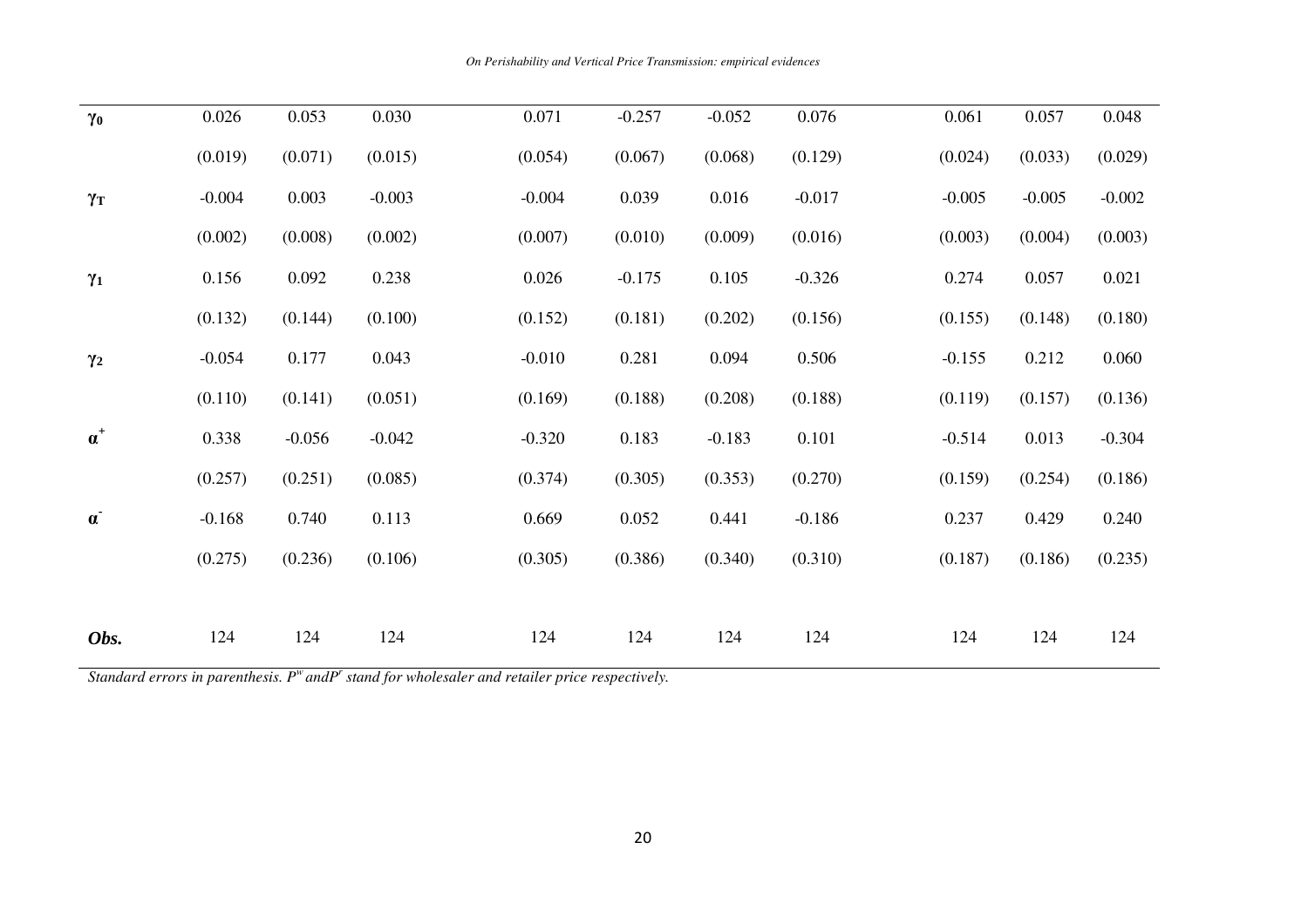| | | | | | | | | | | |
|---|---|---|---|---|---|---|---|---|---|---|
| $\gamma_0$ | 0.026 | 0.053 | 0.030 | 0.071 | -0.257 | -0.052 | 0.076 | 0.061 | 0.057 | 0.048 |
| | (0.019) | (0.071) | (0.015) | (0.054) | (0.067) | (0.068) | (0.129) | (0.024) | (0.033) | (0.029) |
| $\gamma_T$ | -0.004 | 0.003 | -0.003 | -0.004 | 0.039 | 0.016 | -0.017 | -0.005 | -0.005 | -0.002 |
| | (0.002) | (0.008) | (0.002) | (0.007) | (0.010) | (0.009) | (0.016) | (0.003) | (0.004) | (0.003) |
| $\gamma_1$ | 0.156 | 0.092 | 0.238 | 0.026 | -0.175 | 0.105 | -0.326 | 0.274 | 0.057 | 0.021 |
| | (0.132) | (0.144) | (0.100) | (0.152) | (0.181) | (0.202) | (0.156) | (0.155) | (0.148) | (0.180) |
| $\gamma_2$ | -0.054 | 0.177 | 0.043 | -0.010 | 0.281 | 0.094 | 0.506 | -0.155 | 0.212 | 0.060 |
| | (0.110) | (0.141) | (0.051) | (0.169) | (0.188) | (0.208) | (0.188) | (0.119) | (0.157) | (0.136) |
| $\alpha^+$ | 0.338 | -0.056 | -0.042 | -0.320 | 0.183 | -0.183 | 0.101 | -0.514 | 0.013 | -0.304 |
| | (0.257) | (0.251) | (0.085) | (0.374) | (0.305) | (0.353) | (0.270) | (0.159) | (0.254) | (0.186) |
| $\alpha^-$ | -0.168 | 0.740 | 0.113 | 0.669 | 0.052 | 0.441 | -0.186 | 0.237 | 0.429 | 0.240 |
| | (0.275) | (0.236) | (0.106) | (0.305) | (0.386) | (0.340) | (0.310) | (0.187) | (0.186) | (0.235) |
| ***Obs.*** | 124 | 124 | 124 | 124 | 124 | 124 | 124 | 124 | 124 | 124 |

*Standard errors in parenthesis. $P^w$ and $P^r$ stand for wholesaler and retailer price respectively.*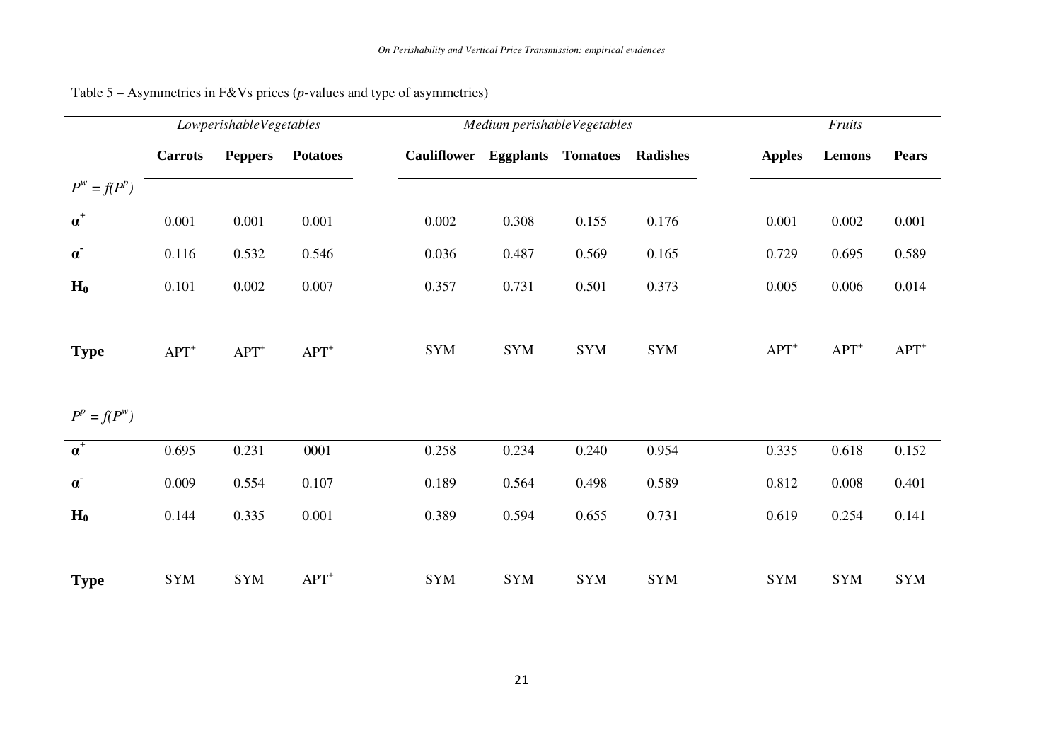Table 5 – Asymmetries in F&Vs prices (*p*-values and type of asymmetries)

| | *LowperishableVegetables* | | | *Medium perishableVegetables* | | | | *Fruits* | | |
|---|---|---|---|---|---|---|---|---|---|---|
| | **Carrots** | **Peppers** | **Potatoes** | **Cauliflower** | **Eggplants** | **Tomatoes** | **Radishes** | **Apples** | **Lemons** | **Pears** |
| $P^w = f(P^p)$ | | | | | | | | | | |
| $\alpha^+$ | 0.001 | 0.001 | 0.001 | 0.002 | 0.308 | 0.155 | 0.176 | 0.001 | 0.002 | 0.001 |
| $\alpha^-$ | 0.116 | 0.532 | 0.546 | 0.036 | 0.487 | 0.569 | 0.165 | 0.729 | 0.695 | 0.589 |
| $H_0$ | 0.101 | 0.002 | 0.007 | 0.357 | 0.731 | 0.501 | 0.373 | 0.005 | 0.006 | 0.014 |
| **Type** | $APT^+$ | $APT^+$ | $APT^+$ | SYM | SYM | SYM | SYM | $APT^+$ | $APT^+$ | $APT^+$ |
| $P^p = f(P^w)$ | | | | | | | | | | |
| $\alpha^+$ | 0.695 | 0.231 | 0001 | 0.258 | 0.234 | 0.240 | 0.954 | 0.335 | 0.618 | 0.152 |
| $\alpha^-$ | 0.009 | 0.554 | 0.107 | 0.189 | 0.564 | 0.498 | 0.589 | 0.812 | 0.008 | 0.401 |
| $H_0$ | 0.144 | 0.335 | 0.001 | 0.389 | 0.594 | 0.655 | 0.731 | 0.619 | 0.254 | 0.141 |
| **Type** | SYM | SYM | $APT^+$ | SYM | SYM | SYM | SYM | SYM | SYM | SYM |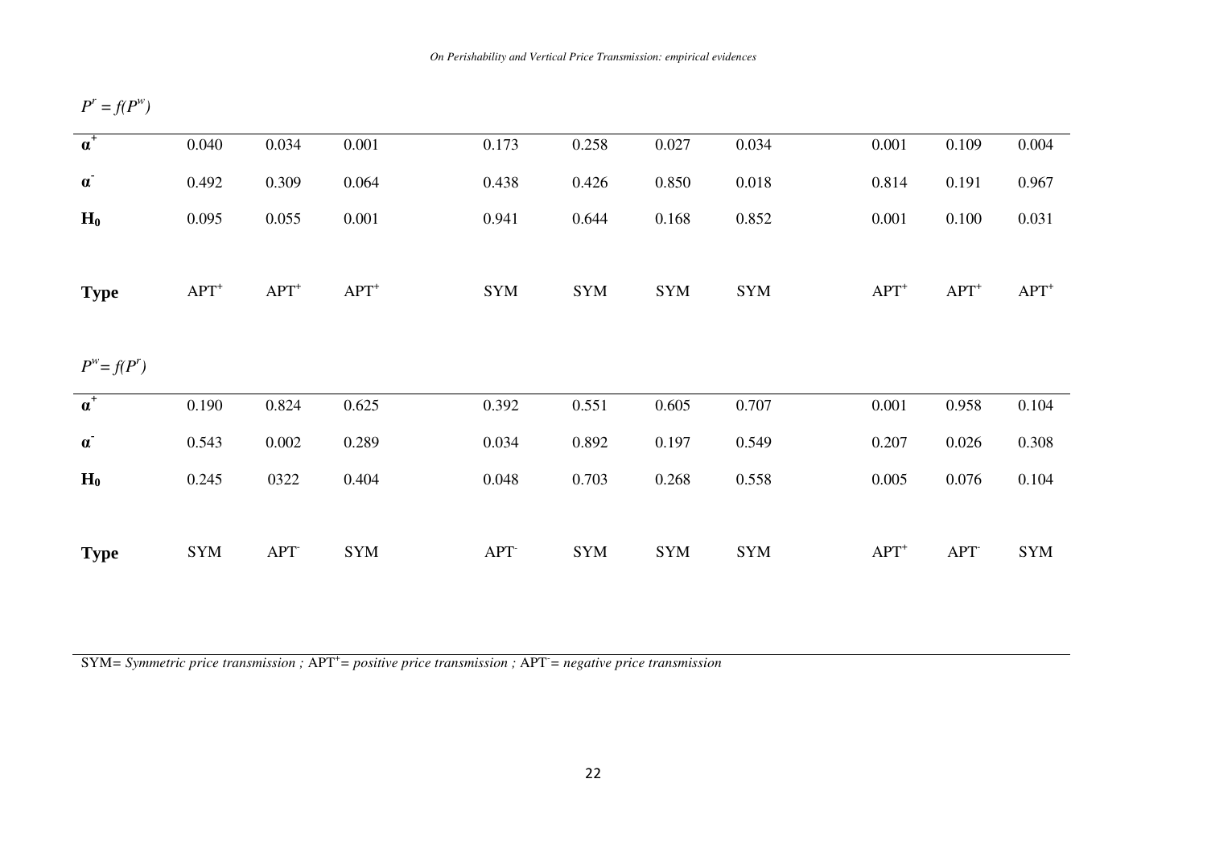$P^r = f(P^w)$

| | | | | | | | | | | |
|---|---|---|---|---|---|---|---|---|---|---|
| $\alpha^+$ | 0.040 | 0.034 | 0.001 | 0.173 | 0.258 | 0.027 | 0.034 | 0.001 | 0.109 | 0.004 |
| $\alpha^-$ | 0.492 | 0.309 | 0.064 | 0.438 | 0.426 | 0.850 | 0.018 | 0.814 | 0.191 | 0.967 |
| $H_0$ | 0.095 | 0.055 | 0.001 | 0.941 | 0.644 | 0.168 | 0.852 | 0.001 | 0.100 | 0.031 |
| **Type** | APT⁺ | APT⁺ | APT⁺ | SYM | SYM | SYM | SYM | APT⁺ | APT⁺ | APT⁺ |

$P^w = f(P^r)$

| | | | | | | | | | | |
|---|---|---|---|---|---|---|---|---|---|---|
| $\alpha^+$ | 0.190 | 0.824 | 0.625 | 0.392 | 0.551 | 0.605 | 0.707 | 0.001 | 0.958 | 0.104 |
| $\alpha^-$ | 0.543 | 0.002 | 0.289 | 0.034 | 0.892 | 0.197 | 0.549 | 0.207 | 0.026 | 0.308 |
| $H_0$ | 0.245 | 0322 | 0.404 | 0.048 | 0.703 | 0.268 | 0.558 | 0.005 | 0.076 | 0.104 |
| **Type** | SYM | APT⁻ | SYM | APT⁻ | SYM | SYM | SYM | APT⁺ | APT⁻ | SYM |

SYM= *Symmetric price transmission ;* APT⁺= *positive price transmission ;* APT⁻= *negative price transmission*